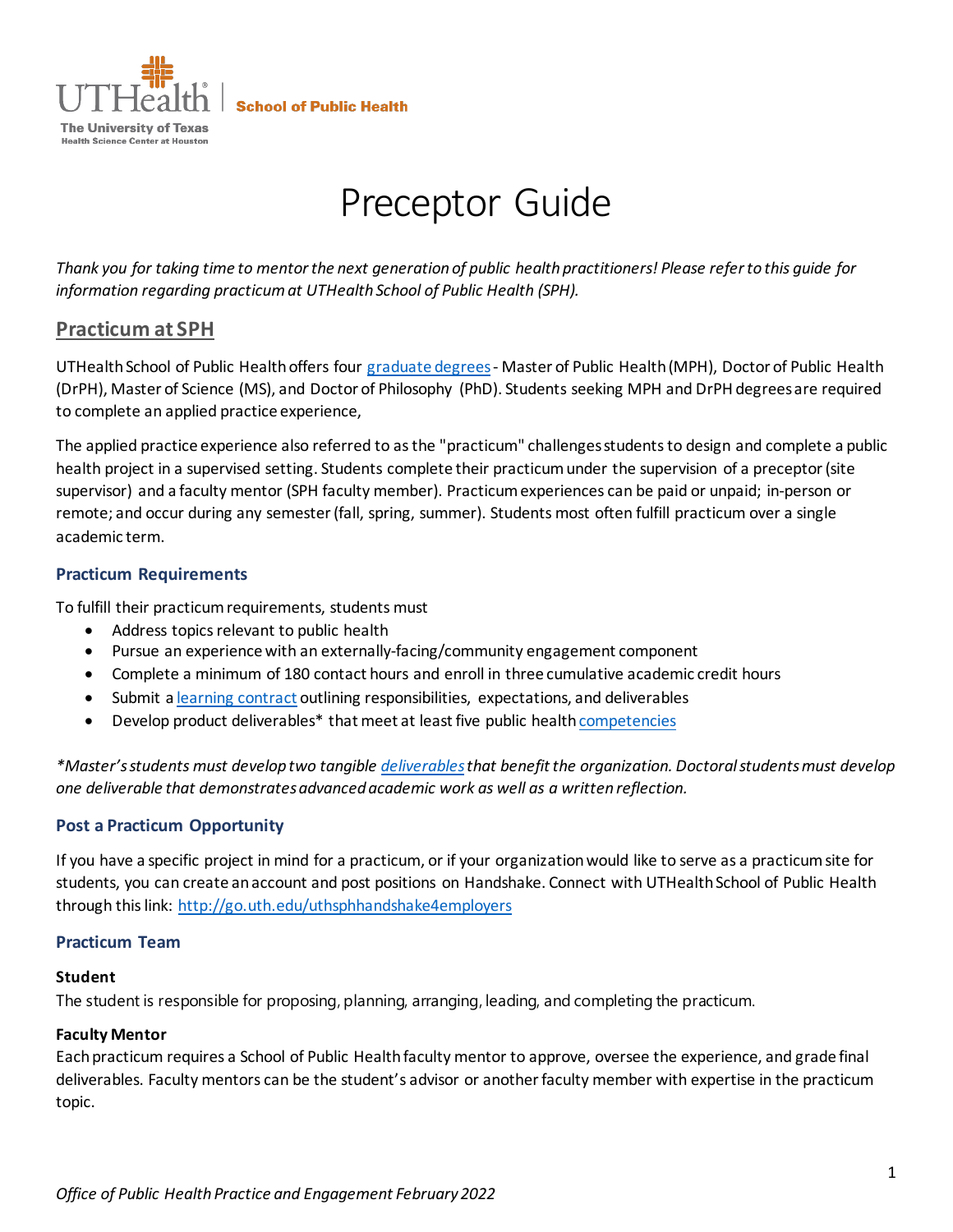UTHealth | School of Public Health

The University of Texas Health Science Center at Houston

# Preceptor Guide

*Thank you for taking time to mentor the next generation of public health practitioners! Please refer to this guide for information regarding practicum at UTHealth School of Public Health (SPH).*

## Practicum at SPH

UTHealth School of Public Health offers four graduate degrees - Master of Public Health (MPH), Doctor of Public Health (DrPH), Master of Science (MS), and Doctor of Philosophy (PhD). Students seeking MPH and DrPH degrees are required to complete an applied practice experience,

The applied practice experience also referred to as the "practicum" challenges students to design and complete a public health project in a supervised setting. Students complete their practicum under the supervision of a preceptor (site supervisor) and a faculty mentor (SPH faculty member). Practicum experiences can be paid or unpaid; in-person or remote; and occur during any semester (fall, spring, summer). Students most often fulfill practicum over a single academic term.

### Practicum Requirements

To fulfill their practicum requirements, students must

- Address topics relevant to public health
- Pursue an experience with an externally-facing/community engagement component
- Complete a minimum of 180 contact hours and enroll in three cumulative academic credit hours
- Submit a learning contract outlining responsibilities, expectations, and deliverables
- Develop product deliverables* that meet at least five public health competencies

*\*Master's students must develop two tangible deliverables that benefit the organization. Doctoral students must develop one deliverable that demonstrates advanced academic work as well as a written reflection.*

### Post a Practicum Opportunity

If you have a specific project in mind for a practicum, or if your organization would like to serve as a practicum site for students, you can create an account and post positions on Handshake. Connect with UTHealth School of Public Health through this link: http://go.uth.edu/uthsphhandshake4employers

### Practicum Team

**Student**

The student is responsible for proposing, planning, arranging, leading, and completing the practicum.

**Faculty Mentor**

Each practicum requires a School of Public Health faculty mentor to approve, oversee the experience, and grade final deliverables. Faculty mentors can be the student's advisor or another faculty member with expertise in the practicum topic.

*Office of Public Health Practice and Engagement February 2022*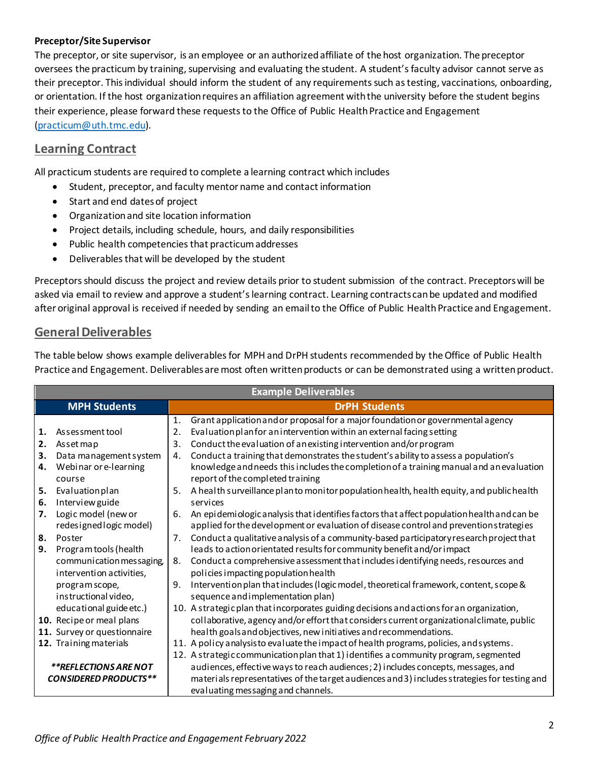**Preceptor/Site Supervisor**

The preceptor, or site supervisor, is an employee or an authorized affiliate of the host organization. The preceptor oversees the practicum by training, supervising and evaluating the student. A student's faculty advisor cannot serve as their preceptor. This individual should inform the student of any requirements such as testing, vaccinations, onboarding, or orientation. If the host organization requires an affiliation agreement with the university before the student begins their experience, please forward these requests to the Office of Public Health Practice and Engagement (practicum@uth.tmc.edu).

## Learning Contract

All practicum students are required to complete a learning contract which includes

- Student, preceptor, and faculty mentor name and contact information
- Start and end dates of project
- Organization and site location information
- Project details, including schedule, hours, and daily responsibilities
- Public health competencies that practicum addresses
- Deliverables that will be developed by the student

Preceptors should discuss the project and review details prior to student submission of the contract. Preceptors will be asked via email to review and approve a student's learning contract. Learning contracts can be updated and modified after original approval is received if needed by sending an email to the Office of Public Health Practice and Engagement.

## General Deliverables

The table below shows example deliverables for MPH and DrPH students recommended by the Office of Public Health Practice and Engagement. Deliverables are most often written products or can be demonstrated using a written product.

| Example Deliverables | |
|---|---|
| **MPH Students** | **DrPH Students** |
| 1. Assessment tool<br>2. Asset map<br>3. Data management system<br>4. Webinar or e-learning course<br>5. Evaluation plan<br>6. Interview guide<br>7. Logic model (new or redesigned logic model)<br>8. Poster<br>9. Program tools (health communication messaging, intervention activities, program scope, instructional video, educational guide etc.)<br>10. Recipe or meal plans<br>11. Survey or questionnaire<br>12. Training materials<br><br>***\*\*REFLECTIONS ARE NOT CONSIDERED PRODUCTS\*\**** | 1. Grant application and or proposal for a major foundation or governmental agency<br>2. Evaluation plan for an intervention within an external facing setting<br>3. Conduct the evaluation of an existing intervention and/or program<br>4. Conduct a training that demonstrates the student's ability to assess a population's knowledge and needs this includes the completion of a training manual and an evaluation report of the completed training<br>5. A health surveillance plan to monitor population health, health equity, and public health services<br>6. An epidemiologic analysis that identifies factors that affect population health and can be applied for the development or evaluation of disease control and prevention strategies<br>7. Conduct a qualitative analysis of a community-based participatory research project that leads to action orientated results for community benefit and/or impact<br>8. Conduct a comprehensive assessment that includes identifying needs, resources and policies impacting population health<br>9. Intervention plan that includes (logic model, theoretical framework, content, scope & sequence and implementation plan)<br>10. A strategic plan that incorporates guiding decisions and actions for an organization, collaborative, agency and/or effort that considers current organizational climate, public health goals and objectives, new initiatives and recommendations.<br>11. A policy analysis to evaluate the impact of health programs, policies, and systems.<br>12. A strategic communication plan that 1) identifies a community program, segmented audiences, effective ways to reach audiences; 2) includes concepts, messages, and materials representatives of the target audiences and 3) includes strategies for testing and evaluating messaging and channels. |

*Office of Public Health Practice and Engagement February 2022*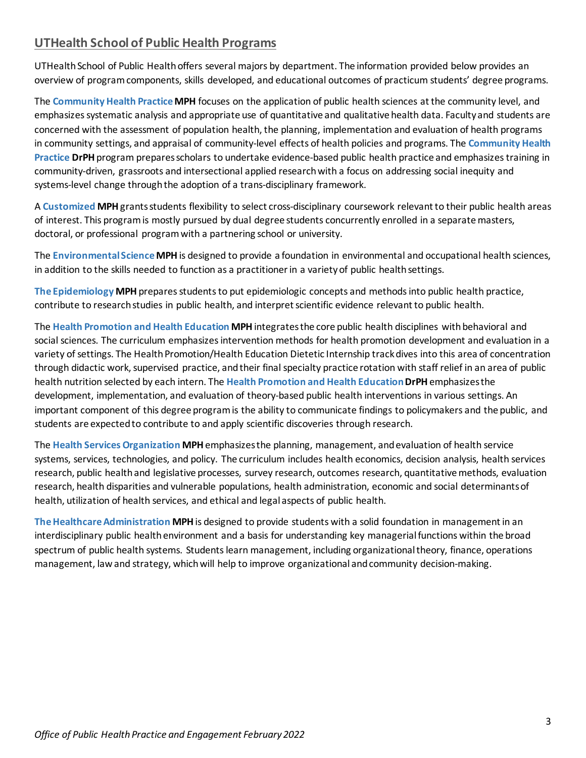## UTHealth School of Public Health Programs

UTHealth School of Public Health offers several majors by department. The information provided below provides an overview of program components, skills developed, and educational outcomes of practicum students' degree programs.

The **Community Health Practice MPH** focuses on the application of public health sciences at the community level, and emphasizes systematic analysis and appropriate use of quantitative and qualitative health data. Faculty and students are concerned with the assessment of population health, the planning, implementation and evaluation of health programs in community settings, and appraisal of community-level effects of health policies and programs. The **Community Health Practice DrPH** program prepares scholars to undertake evidence-based public health practice and emphasizes training in community-driven, grassroots and intersectional applied research with a focus on addressing social inequity and systems-level change through the adoption of a trans-disciplinary framework.

A **Customized MPH** grants students flexibility to select cross-disciplinary coursework relevant to their public health areas of interest. This program is mostly pursued by dual degree students concurrently enrolled in a separate masters, doctoral, or professional program with a partnering school or university.

The **Environmental Science MPH** is designed to provide a foundation in environmental and occupational health sciences, in addition to the skills needed to function as a practitioner in a variety of public health settings.

**The Epidemiology MPH** prepares students to put epidemiologic concepts and methods into public health practice, contribute to research studies in public health, and interpret scientific evidence relevant to public health.

The **Health Promotion and Health Education MPH** integrates the core public health disciplines with behavioral and social sciences. The curriculum emphasizes intervention methods for health promotion development and evaluation in a variety of settings. The Health Promotion/Health Education Dietetic Internship track dives into this area of concentration through didactic work, supervised practice, and their final specialty practice rotation with staff relief in an area of public health nutrition selected by each intern. The **Health Promotion and Health Education DrPH** emphasizes the development, implementation, and evaluation of theory-based public health interventions in various settings. An important component of this degree program is the ability to communicate findings to policymakers and the public, and students are expected to contribute to and apply scientific discoveries through research.

The **Health Services Organization MPH** emphasizes the planning, management, and evaluation of health service systems, services, technologies, and policy. The curriculum includes health economics, decision analysis, health services research, public health and legislative processes, survey research, outcomes research, quantitative methods, evaluation research, health disparities and vulnerable populations, health administration, economic and social determinants of health, utilization of health services, and ethical and legal aspects of public health.

**The Healthcare Administration MPH** is designed to provide students with a solid foundation in management in an interdisciplinary public health environment and a basis for understanding key managerial functions within the broad spectrum of public health systems. Students learn management, including organizational theory, finance, operations management, law and strategy, which will help to improve organizational and community decision-making.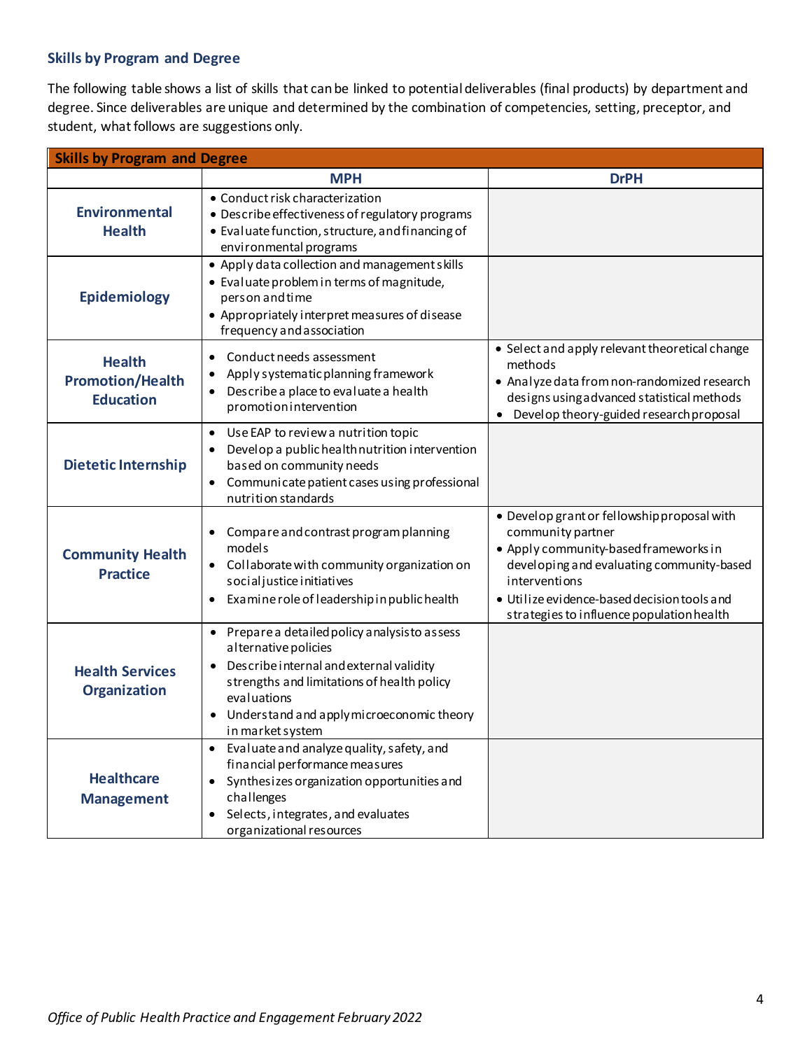### Skills by Program and Degree

The following table shows a list of skills that can be linked to potential deliverables (final products) by department and degree. Since deliverables are unique and determined by the combination of competencies, setting, preceptor, and student, what follows are suggestions only.

| **Skills by Program and Degree** | | |
|---|---|---|
| | **MPH** | **DrPH** |
| **Environmental Health** | • Conduct risk characterization<br>• Describe effectiveness of regulatory programs<br>• Evaluate function, structure, and financing of environmental programs | |
| **Epidemiology** | • Apply data collection and management skills<br>• Evaluate problem in terms of magnitude, person and time<br>• Appropriately interpret measures of disease frequency and association | |
| **Health Promotion/Health Education** | • Conduct needs assessment<br>• Apply systematic planning framework<br>• Describe a place to evaluate a health promotion intervention | • Select and apply relevant theoretical change methods<br>• Analyze data from non-randomized research designs using advanced statistical methods<br>• Develop theory-guided research proposal |
| **Dietetic Internship** | • Use EAP to review a nutrition topic<br>• Develop a public health nutrition intervention based on community needs<br>• Communicate patient cases using professional nutrition standards | |
| **Community Health Practice** | • Compare and contrast program planning models<br>• Collaborate with community organization on social justice initiatives<br>• Examine role of leadership in public health | • Develop grant or fellowship proposal with community partner<br>• Apply community-based frameworks in developing and evaluating community-based interventions<br>• Utilize evidence-based decision tools and strategies to influence population health |
| **Health Services Organization** | • Prepare a detailed policy analysis to assess alternative policies<br>• Describe internal and external validity strengths and limitations of health policy evaluations<br>• Understand and apply microeconomic theory in market system | |
| **Healthcare Management** | • Evaluate and analyze quality, safety, and financial performance measures<br>• Synthesizes organization opportunities and challenges<br>• Selects, integrates, and evaluates organizational resources | |

*Office of Public Health Practice and Engagement February 2022*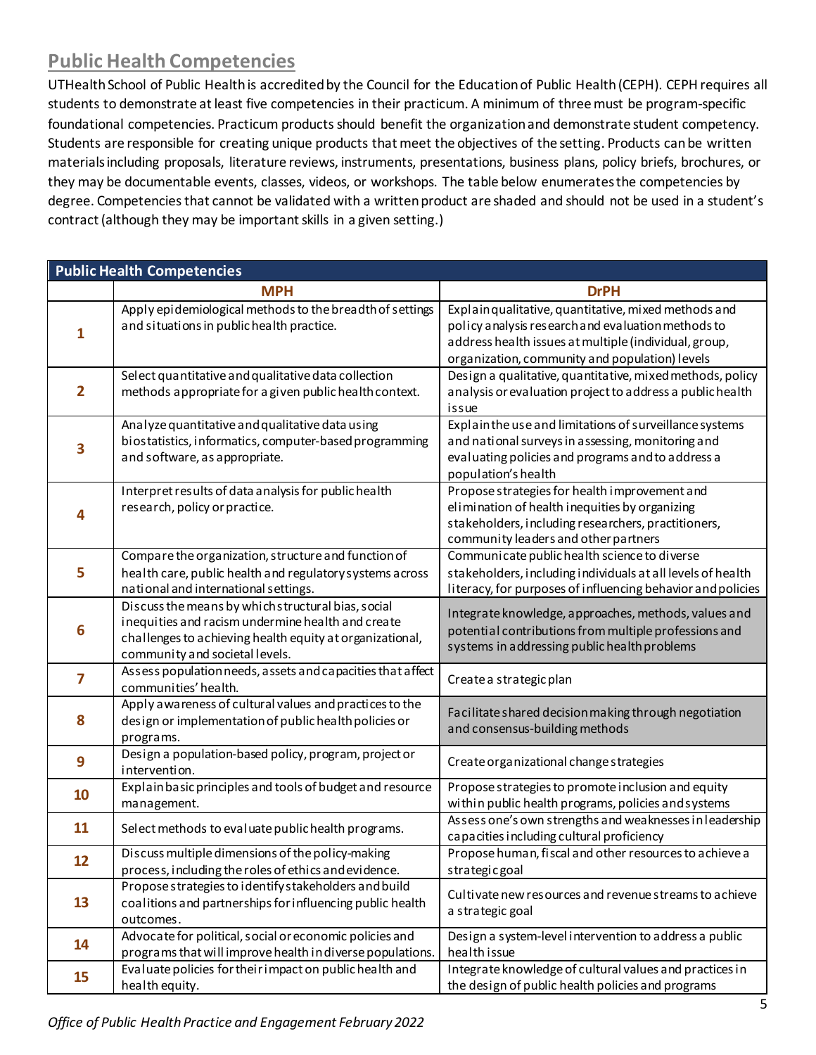## Public Health Competencies

UTHealth School of Public Health is accredited by the Council for the Education of Public Health (CEPH). CEPH requires all students to demonstrate at least five competencies in their practicum. A minimum of three must be program-specific foundational competencies. Practicum products should benefit the organization and demonstrate student competency. Students are responsible for creating unique products that meet the objectives of the setting. Products can be written materials including proposals, literature reviews, instruments, presentations, business plans, policy briefs, brochures, or they may be documentable events, classes, videos, or workshops. The table below enumerates the competencies by degree. Competencies that cannot be validated with a written product are shaded and should not be used in a student's contract (although they may be important skills in a given setting.)

| Public Health Competencies | | |
|---|---|---|
| | **MPH** | **DrPH** |
| **1** | Apply epidemiological methods to the breadth of settings and situations in public health practice. | Explain qualitative, quantitative, mixed methods and policy analysis research and evaluation methods to address health issues at multiple (individual, group, organization, community and population) levels |
| **2** | Select quantitative and qualitative data collection methods appropriate for a given public health context. | Design a qualitative, quantitative, mixed methods, policy analysis or evaluation project to address a public health issue |
| **3** | Analyze quantitative and qualitative data using biostatistics, informatics, computer-based programming and software, as appropriate. | Explain the use and limitations of surveillance systems and national surveys in assessing, monitoring and evaluating policies and programs and to address a population's health |
| **4** | Interpret results of data analysis for public health research, policy or practice. | Propose strategies for health improvement and elimination of health inequities by organizing stakeholders, including researchers, practitioners, community leaders and other partners |
| **5** | Compare the organization, structure and function of health care, public health and regulatory systems across national and international settings. | Communicate public health science to diverse stakeholders, including individuals at all levels of health literacy, for purposes of influencing behavior and policies |
| **6** | Discuss the means by which structural bias, social inequities and racism undermine health and create challenges to achieving health equity at organizational, community and societal levels. | Integrate knowledge, approaches, methods, values and potential contributions from multiple professions and systems in addressing public health problems |
| **7** | Assess population needs, assets and capacities that affect communities' health. | Create a strategic plan |
| **8** | Apply awareness of cultural values and practices to the design or implementation of public health policies or programs. | Facilitate shared decision making through negotiation and consensus-building methods |
| **9** | Design a population-based policy, program, project or intervention. | Create organizational change strategies |
| **10** | Explain basic principles and tools of budget and resource management. | Propose strategies to promote inclusion and equity within public health programs, policies and systems |
| **11** | Select methods to evaluate public health programs. | Assess one's own strengths and weaknesses in leadership capacities including cultural proficiency |
| **12** | Discuss multiple dimensions of the policy-making process, including the roles of ethics and evidence. | Propose human, fiscal and other resources to achieve a strategic goal |
| **13** | Propose strategies to identify stakeholders and build coalitions and partnerships for influencing public health outcomes. | Cultivate new resources and revenue streams to achieve a strategic goal |
| **14** | Advocate for political, social or economic policies and programs that will improve health in diverse populations. | Design a system-level intervention to address a public health issue |
| **15** | Evaluate policies for their impact on public health and health equity. | Integrate knowledge of cultural values and practices in the design of public health policies and programs |

*Office of Public Health Practice and Engagement February 2022*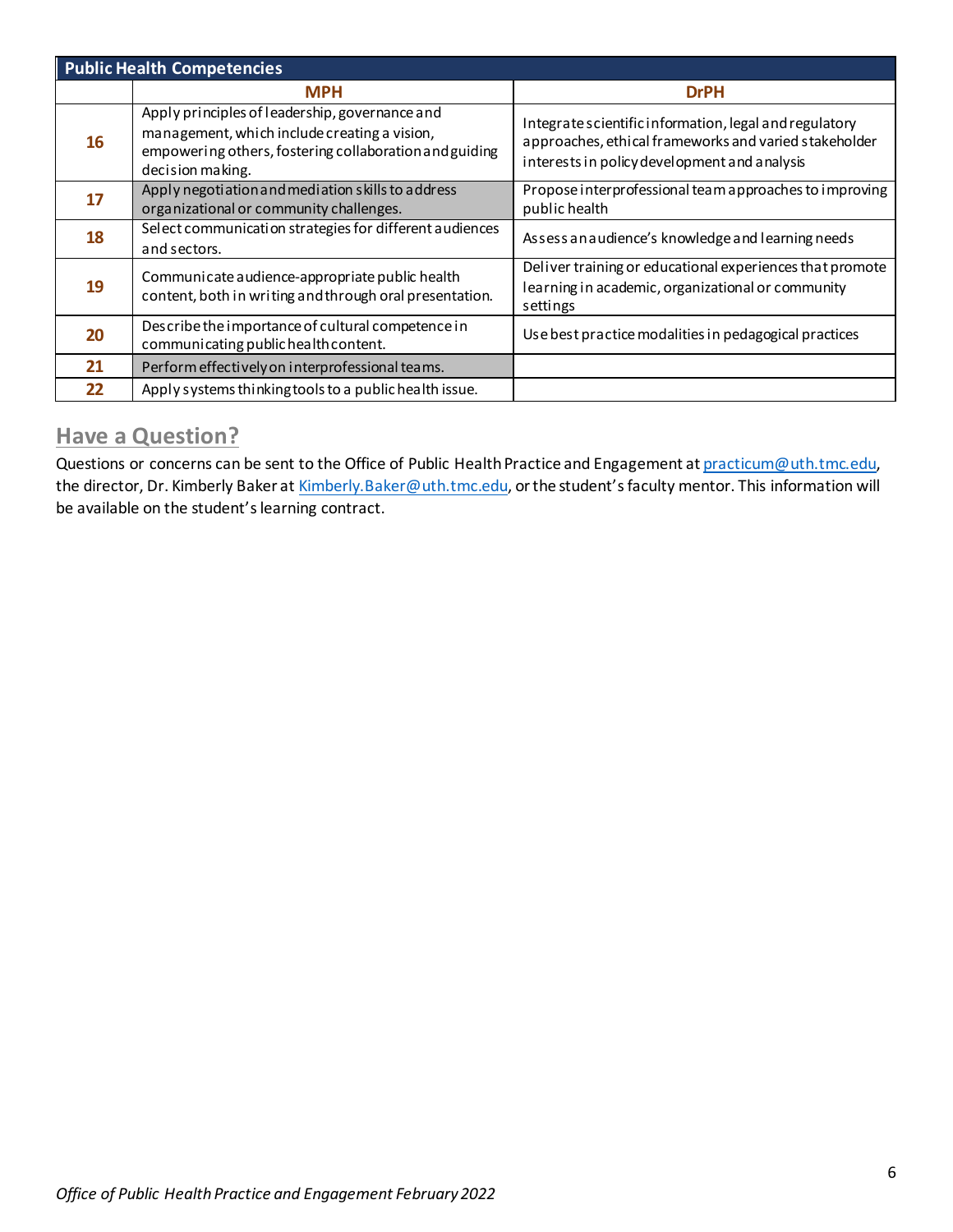| Public Health Competencies | | |
|---|---|---|
| | **MPH** | **DrPH** |
| **16** | Apply principles of leadership, governance and management, which include creating a vision, empowering others, fostering collaboration and guiding decision making. | Integrate scientific information, legal and regulatory approaches, ethical frameworks and varied stakeholder interests in policy development and analysis |
| **17** | Apply negotiation and mediation skills to address organizational or community challenges. | Propose interprofessional team approaches to improving public health |
| **18** | Select communication strategies for different audiences and sectors. | Assess an audience's knowledge and learning needs |
| **19** | Communicate audience-appropriate public health content, both in writing and through oral presentation. | Deliver training or educational experiences that promote learning in academic, organizational or community settings |
| **20** | Describe the importance of cultural competence in communicating public health content. | Use best practice modalities in pedagogical practices |
| **21** | Perform effectively on interprofessional teams. | |
| **22** | Apply systems thinking tools to a public health issue. | |

## Have a Question?

Questions or concerns can be sent to the Office of Public Health Practice and Engagement at practicum@uth.tmc.edu, the director, Dr. Kimberly Baker at Kimberly.Baker@uth.tmc.edu, or the student's faculty mentor. This information will be available on the student's learning contract.

*Office of Public Health Practice and Engagement February 2022*